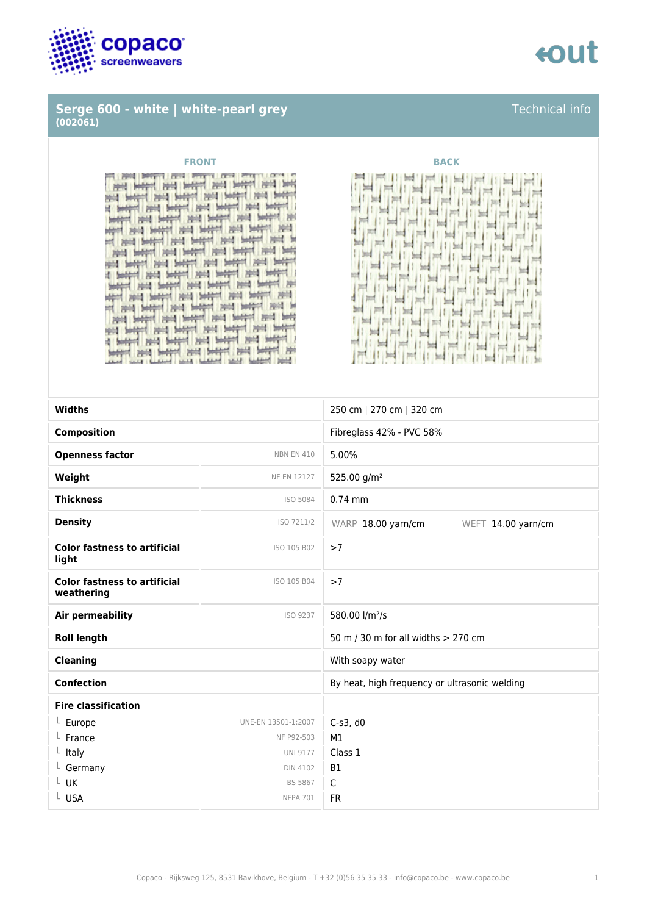## Serge 600 - white | white-pearl grey
**(002061)**

Technical info

FRONT

BACK

| Property | Standard | Value |
|---|---|---|
| **Widths** | | 250 cm \| 270 cm \| 320 cm |
| **Composition** | | Fibreglass 42% - PVC 58% |
| **Openness factor** | NBN EN 410 | 5.00% |
| **Weight** | NF EN 12127 | 525.00 g/m² |
| **Thickness** | ISO 5084 | 0.74 mm |
| **Density** | ISO 7211/2 | WARP 18.00 yarn/cm WEFT 14.00 yarn/cm |
| **Color fastness to artificial light** | ISO 105 B02 | >7 |
| **Color fastness to artificial weathering** | ISO 105 B04 | >7 |
| **Air permeability** | ISO 9237 | 580.00 l/m²/s |
| **Roll length** | | 50 m / 30 m for all widths > 270 cm |
| **Cleaning** | | With soapy water |
| **Confection** | | By heat, high frequency or ultrasonic welding |
| **Fire classification** | | |
| └ Europe | UNE-EN 13501-1:2007 | C-s3, d0 |
| └ France | NF P92-503 | M1 |
| └ Italy | UNI 9177 | Class 1 |
| └ Germany | DIN 4102 | B1 |
| └ UK | BS 5867 | C |
| └ USA | NFPA 701 | FR |

Copaco - Rijksweg 125, 8531 Bavikhove, Belgium - T +32 (0)56 35 35 33 - info@copaco.be - www.copaco.be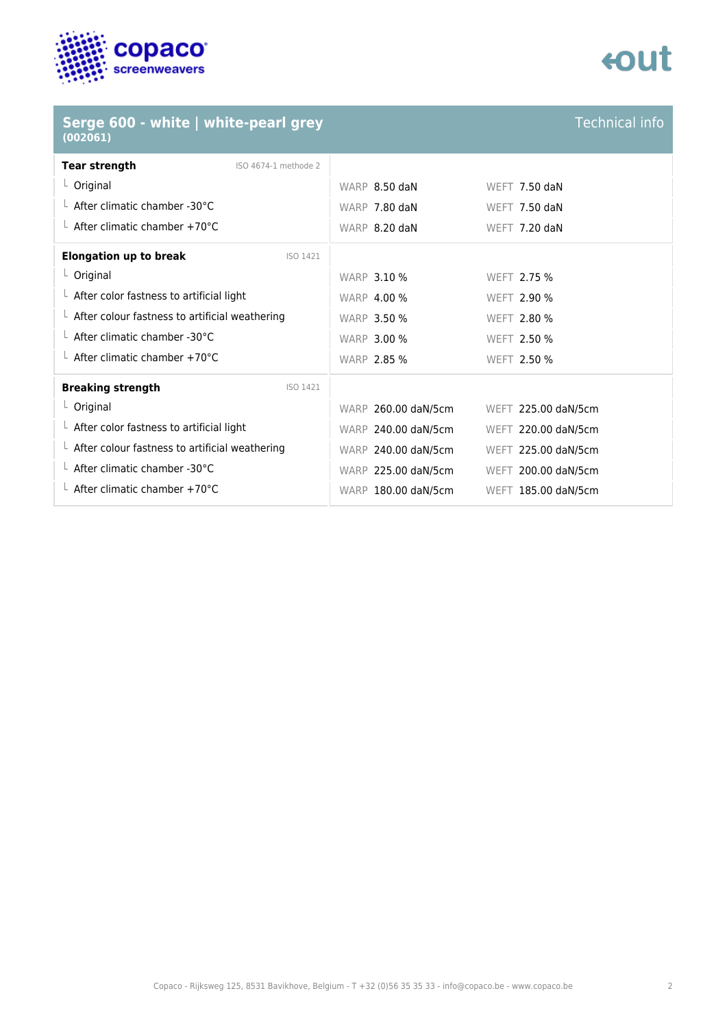## Serge 600 - white | white-pearl grey (002061)

Technical info

| Tear strength (ISO 4674-1 methode 2) | | |
|---|---|---|
| Original | WARP 8.50 daN | WEFT 7.50 daN |
| After climatic chamber -30°C | WARP 7.80 daN | WEFT 7.50 daN |
| After climatic chamber +70°C | WARP 8.20 daN | WEFT 7.20 daN |

| Elongation up to break (ISO 1421) | | |
|---|---|---|
| Original | WARP 3.10 % | WEFT 2.75 % |
| After color fastness to artificial light | WARP 4.00 % | WEFT 2.90 % |
| After colour fastness to artificial weathering | WARP 3.50 % | WEFT 2.80 % |
| After climatic chamber -30°C | WARP 3.00 % | WEFT 2.50 % |
| After climatic chamber +70°C | WARP 2.85 % | WEFT 2.50 % |

| Breaking strength (ISO 1421) | | |
|---|---|---|
| Original | WARP 260.00 daN/5cm | WEFT 225.00 daN/5cm |
| After color fastness to artificial light | WARP 240.00 daN/5cm | WEFT 220.00 daN/5cm |
| After colour fastness to artificial weathering | WARP 240.00 daN/5cm | WEFT 225.00 daN/5cm |
| After climatic chamber -30°C | WARP 225.00 daN/5cm | WEFT 200.00 daN/5cm |
| After climatic chamber +70°C | WARP 180.00 daN/5cm | WEFT 185.00 daN/5cm |

Copaco - Rijksweg 125, 8531 Bavikhove, Belgium - T +32 (0)56 35 35 33 - info@copaco.be - www.copaco.be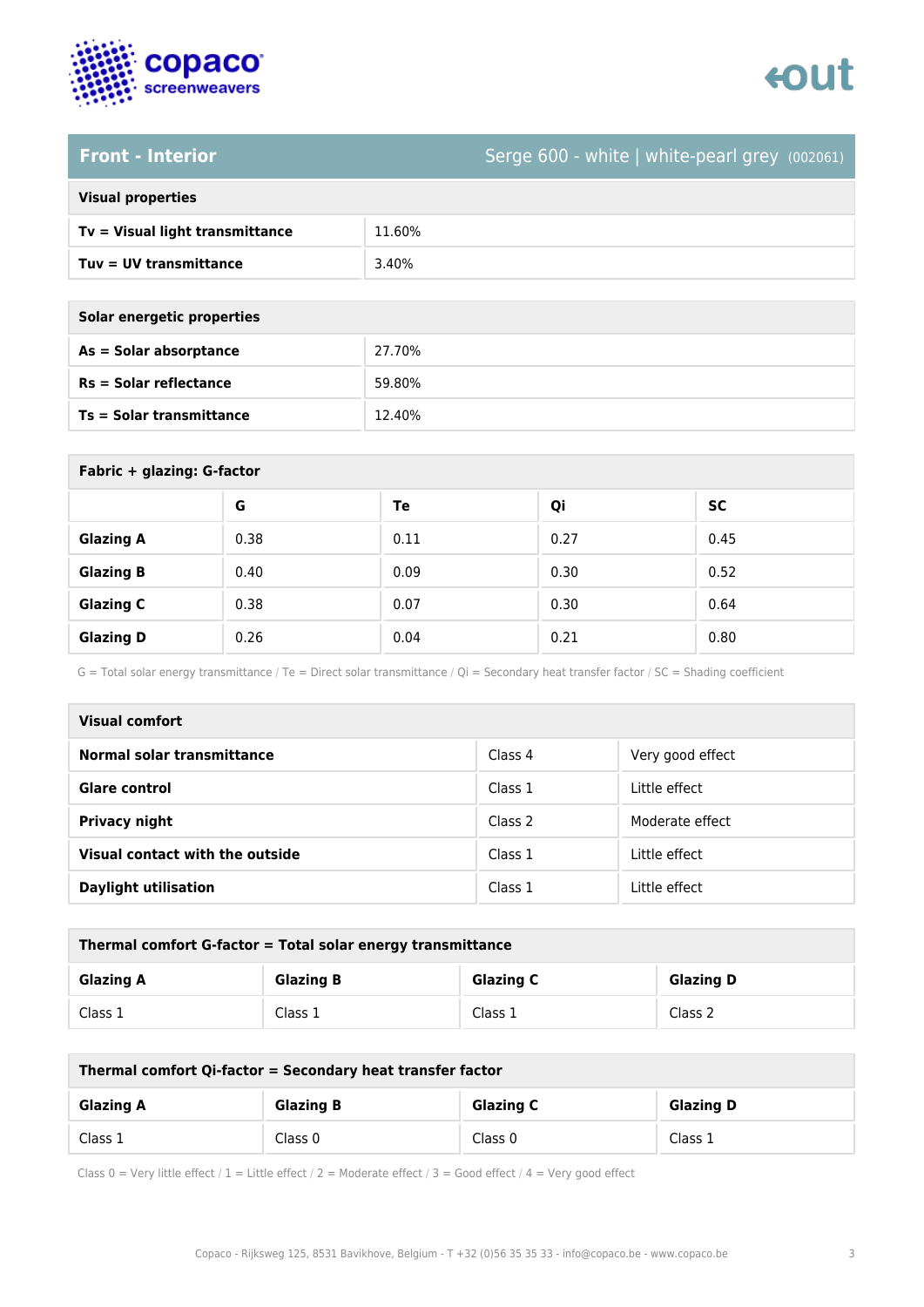## Front - Interior

Serge 600 - white | white-pearl grey (002061)

| Visual properties | |
|---|---|
| **Tv = Visual light transmittance** | 11.60% |
| **Tuv = UV transmittance** | 3.40% |

| Solar energetic properties | |
|---|---|
| **As = Solar absorptance** | 27.70% |
| **Rs = Solar reflectance** | 59.80% |
| **Ts = Solar transmittance** | 12.40% |

**Fabric + glazing: G-factor**

| | G | Te | Qi | SC |
|---|---|---|---|---|
| **Glazing A** | 0.38 | 0.11 | 0.27 | 0.45 |
| **Glazing B** | 0.40 | 0.09 | 0.30 | 0.52 |
| **Glazing C** | 0.38 | 0.07 | 0.30 | 0.64 |
| **Glazing D** | 0.26 | 0.04 | 0.21 | 0.80 |

G = Total solar energy transmittance / Te = Direct solar transmittance / Qi = Secondary heat transfer factor / SC = Shading coefficient

| Visual comfort | | |
|---|---|---|
| **Normal solar transmittance** | Class 4 | Very good effect |
| **Glare control** | Class 1 | Little effect |
| **Privacy night** | Class 2 | Moderate effect |
| **Visual contact with the outside** | Class 1 | Little effect |
| **Daylight utilisation** | Class 1 | Little effect |

**Thermal comfort G-factor = Total solar energy transmittance**

| Glazing A | Glazing B | Glazing C | Glazing D |
|---|---|---|---|
| Class 1 | Class 1 | Class 1 | Class 2 |

**Thermal comfort Qi-factor = Secondary heat transfer factor**

| Glazing A | Glazing B | Glazing C | Glazing D |
|---|---|---|---|
| Class 1 | Class 0 | Class 0 | Class 1 |

Class 0 = Very little effect / 1 = Little effect / 2 = Moderate effect / 3 = Good effect / 4 = Very good effect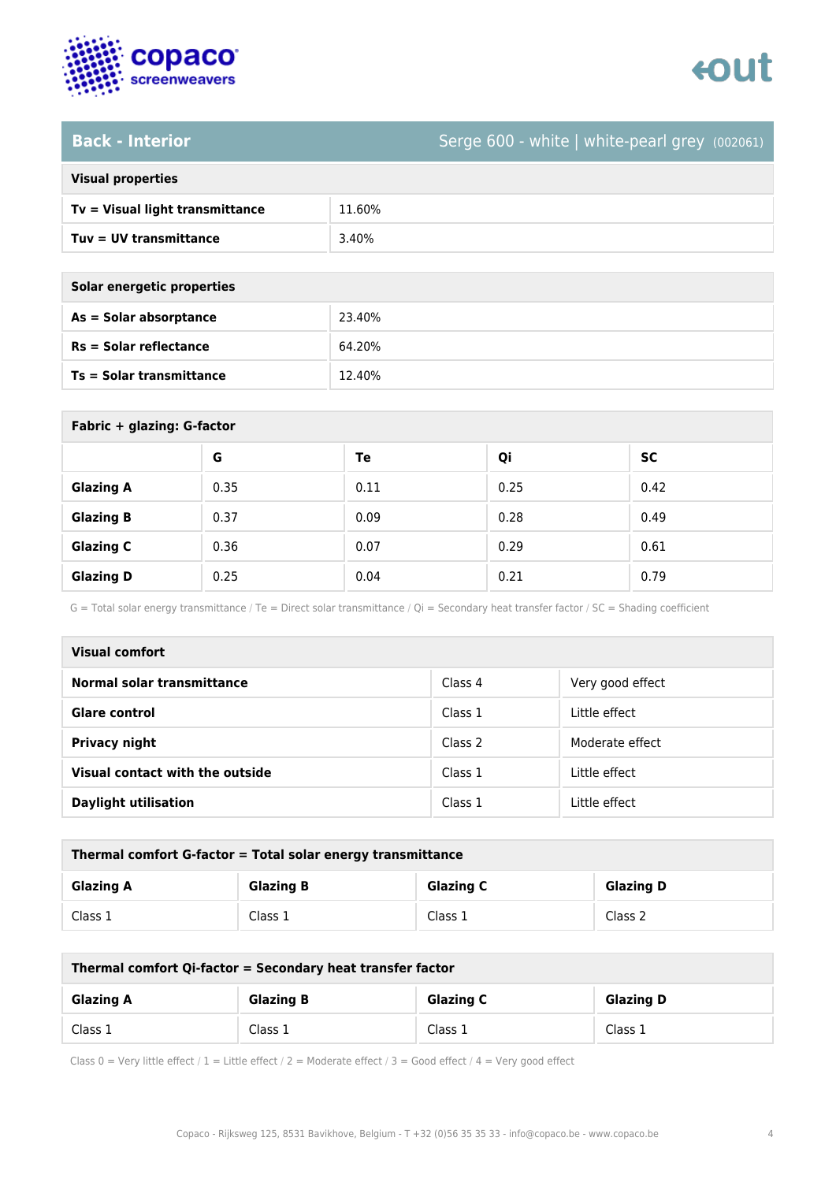## Back - Interior

Serge 600 - white | white-pearl grey (002061)

| Visual properties | |
|---|---|
| **Tv = Visual light transmittance** | 11.60% |
| **Tuv = UV transmittance** | 3.40% |

| Solar energetic properties | |
|---|---|
| **As = Solar absorptance** | 23.40% |
| **Rs = Solar reflectance** | 64.20% |
| **Ts = Solar transmittance** | 12.40% |

**Fabric + glazing: G-factor**

| | G | Te | Qi | SC |
|---|---|---|---|---|
| **Glazing A** | 0.35 | 0.11 | 0.25 | 0.42 |
| **Glazing B** | 0.37 | 0.09 | 0.28 | 0.49 |
| **Glazing C** | 0.36 | 0.07 | 0.29 | 0.61 |
| **Glazing D** | 0.25 | 0.04 | 0.21 | 0.79 |

G = Total solar energy transmittance / Te = Direct solar transmittance / Qi = Secondary heat transfer factor / SC = Shading coefficient

| Visual comfort | | |
|---|---|---|
| **Normal solar transmittance** | Class 4 | Very good effect |
| **Glare control** | Class 1 | Little effect |
| **Privacy night** | Class 2 | Moderate effect |
| **Visual contact with the outside** | Class 1 | Little effect |
| **Daylight utilisation** | Class 1 | Little effect |

**Thermal comfort G-factor = Total solar energy transmittance**

| Glazing A | Glazing B | Glazing C | Glazing D |
|---|---|---|---|
| Class 1 | Class 1 | Class 1 | Class 2 |

**Thermal comfort Qi-factor = Secondary heat transfer factor**

| Glazing A | Glazing B | Glazing C | Glazing D |
|---|---|---|---|
| Class 1 | Class 1 | Class 1 | Class 1 |

Class 0 = Very little effect / 1 = Little effect / 2 = Moderate effect / 3 = Good effect / 4 = Very good effect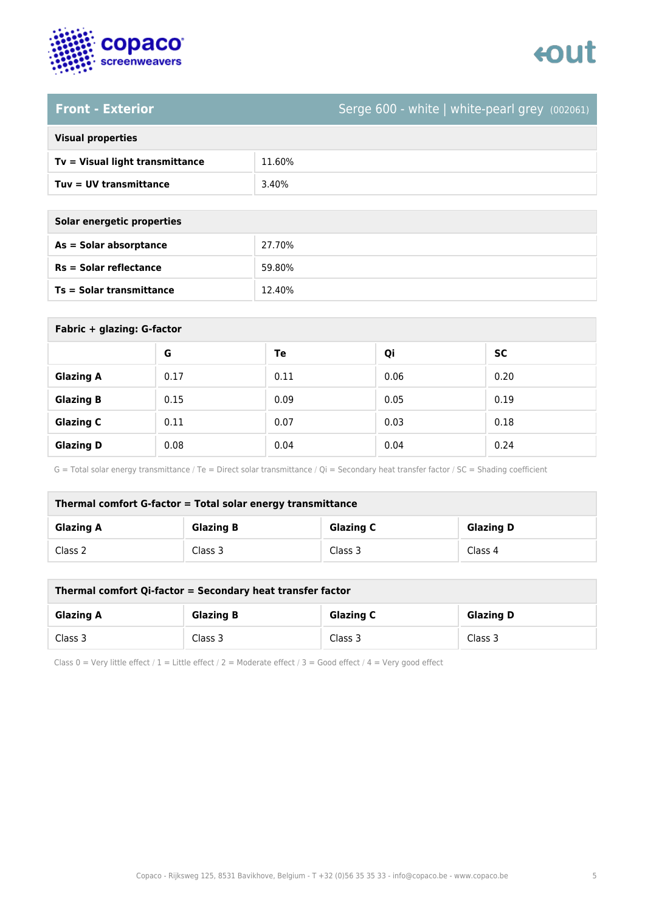## Front - Exterior

Serge 600 - white | white-pearl grey (002061)

| Visual properties | |
|---|---|
| **Tv = Visual light transmittance** | 11.60% |
| **Tuv = UV transmittance** | 3.40% |

| Solar energetic properties | |
|---|---|
| **As = Solar absorptance** | 27.70% |
| **Rs = Solar reflectance** | 59.80% |
| **Ts = Solar transmittance** | 12.40% |

**Fabric + glazing: G-factor**

| | G | Te | Qi | SC |
|---|---|---|---|---|
| **Glazing A** | 0.17 | 0.11 | 0.06 | 0.20 |
| **Glazing B** | 0.15 | 0.09 | 0.05 | 0.19 |
| **Glazing C** | 0.11 | 0.07 | 0.03 | 0.18 |
| **Glazing D** | 0.08 | 0.04 | 0.04 | 0.24 |

G = Total solar energy transmittance / Te = Direct solar transmittance / Qi = Secondary heat transfer factor / SC = Shading coefficient

**Thermal comfort G-factor = Total solar energy transmittance**

| Glazing A | Glazing B | Glazing C | Glazing D |
|---|---|---|---|
| Class 2 | Class 3 | Class 3 | Class 4 |

**Thermal comfort Qi-factor = Secondary heat transfer factor**

| Glazing A | Glazing B | Glazing C | Glazing D |
|---|---|---|---|
| Class 3 | Class 3 | Class 3 | Class 3 |

Class 0 = Very little effect / 1 = Little effect / 2 = Moderate effect / 3 = Good effect / 4 = Very good effect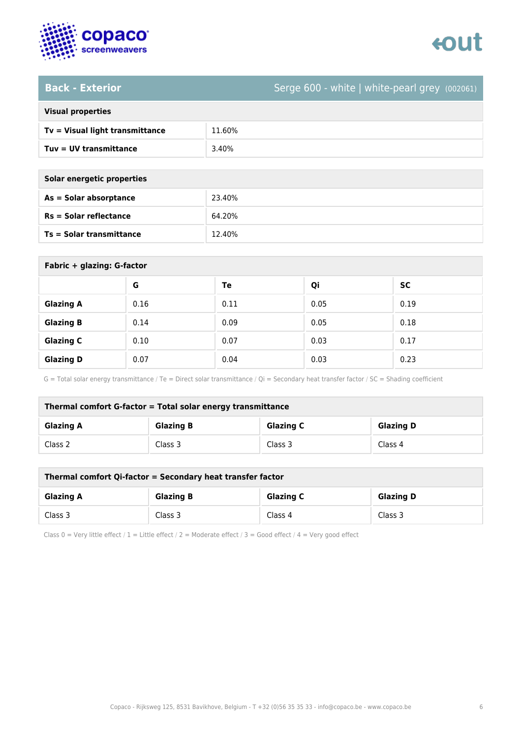## Back - Exterior

Serge 600 - white | white-pearl grey (002061)

| Visual properties | |
|---|---|
| **Tv = Visual light transmittance** | 11.60% |
| **Tuv = UV transmittance** | 3.40% |

| Solar energetic properties | |
|---|---|
| **As = Solar absorptance** | 23.40% |
| **Rs = Solar reflectance** | 64.20% |
| **Ts = Solar transmittance** | 12.40% |

**Fabric + glazing: G-factor**

| | G | Te | Qi | SC |
|---|---|---|---|---|
| **Glazing A** | 0.16 | 0.11 | 0.05 | 0.19 |
| **Glazing B** | 0.14 | 0.09 | 0.05 | 0.18 |
| **Glazing C** | 0.10 | 0.07 | 0.03 | 0.17 |
| **Glazing D** | 0.07 | 0.04 | 0.03 | 0.23 |

G = Total solar energy transmittance / Te = Direct solar transmittance / Qi = Secondary heat transfer factor / SC = Shading coefficient

**Thermal comfort G-factor = Total solar energy transmittance**

| Glazing A | Glazing B | Glazing C | Glazing D |
|---|---|---|---|
| Class 2 | Class 3 | Class 3 | Class 4 |

**Thermal comfort Qi-factor = Secondary heat transfer factor**

| Glazing A | Glazing B | Glazing C | Glazing D |
|---|---|---|---|
| Class 3 | Class 3 | Class 4 | Class 3 |

Class 0 = Very little effect / 1 = Little effect / 2 = Moderate effect / 3 = Good effect / 4 = Very good effect

Copaco - Rijksweg 125, 8531 Bavikhove, Belgium - T +32 (0)56 35 35 33 - info@copaco.be - www.copaco.be